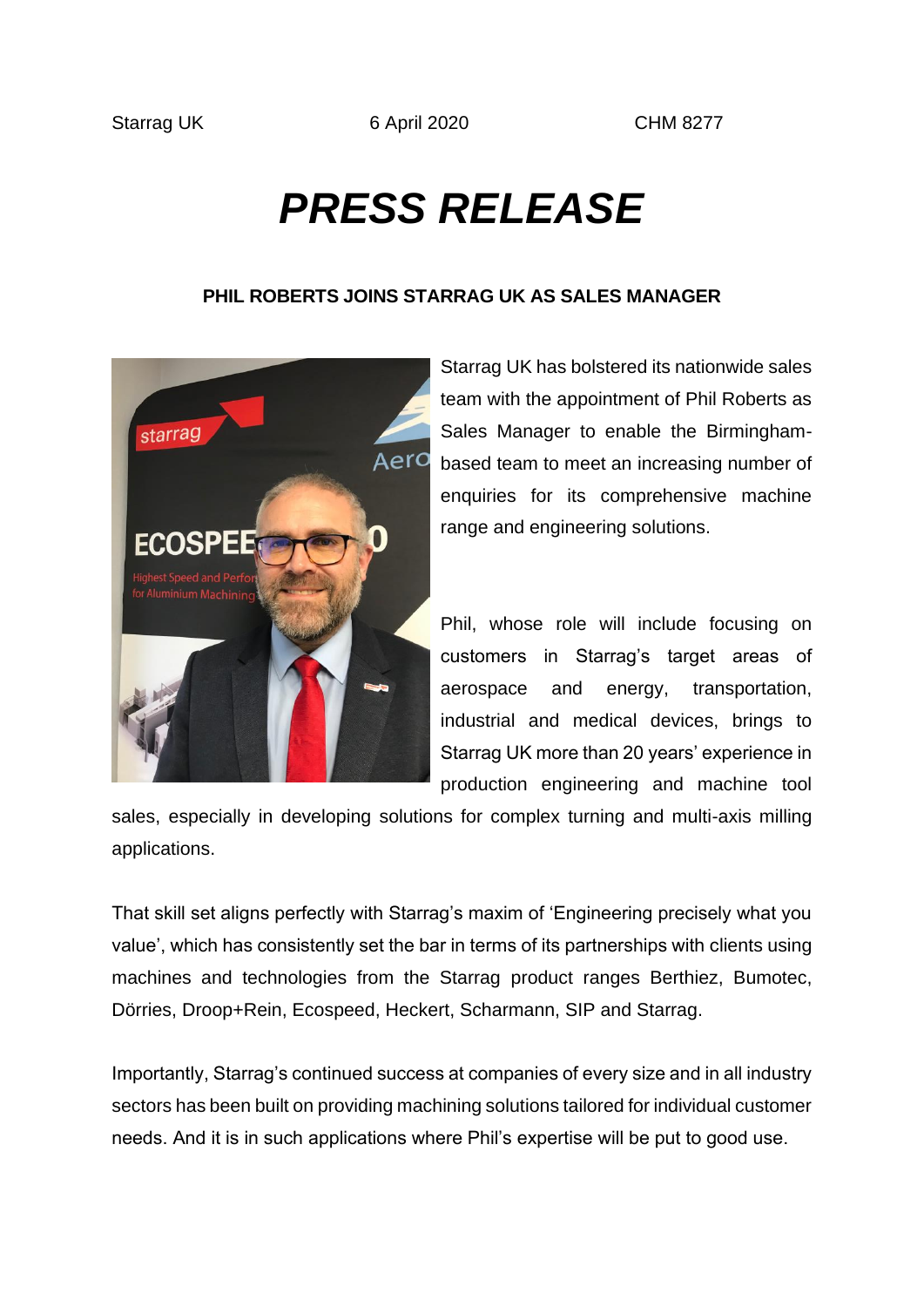Starrag UK 6 April 2020 CHM 8277

# *PRESS RELEASE*

**PHIL ROBERTS JOINS STARRAG UK AS SALES MANAGER**

Starrag UK has bolstered its nationwide sales team with the appointment of Phil Roberts as Sales Manager to enable the Birmingham-based team to meet an increasing number of enquiries for its comprehensive machine range and engineering solutions.

Phil, whose role will include focusing on customers in Starrag's target areas of aerospace and energy, transportation, industrial and medical devices, brings to Starrag UK more than 20 years' experience in production engineering and machine tool sales, especially in developing solutions for complex turning and multi-axis milling applications.

That skill set aligns perfectly with Starrag's maxim of 'Engineering precisely what you value', which has consistently set the bar in terms of its partnerships with clients using machines and technologies from the Starrag product ranges Berthiez, Bumotec, Dörries, Droop+Rein, Ecospeed, Heckert, Scharmann, SIP and Starrag.

Importantly, Starrag's continued success at companies of every size and in all industry sectors has been built on providing machining solutions tailored for individual customer needs. And it is in such applications where Phil's expertise will be put to good use.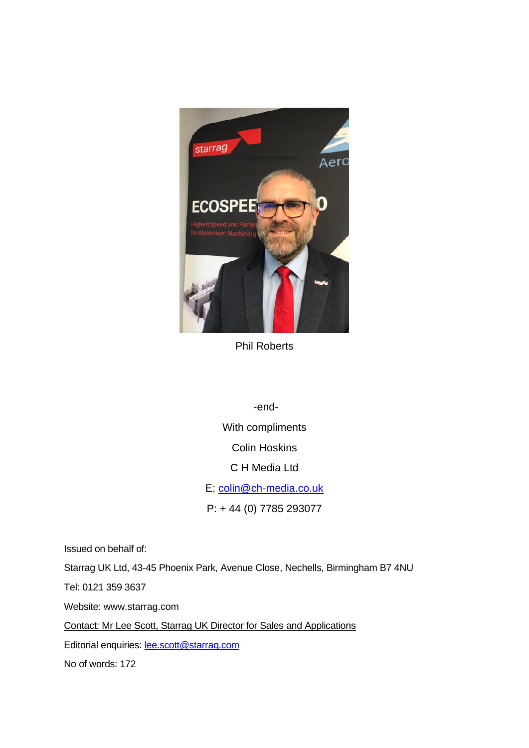Phil Roberts

-end-

With compliments

Colin Hoskins

C H Media Ltd

E: colin@ch-media.co.uk

P: + 44 (0) 7785 293077

Issued on behalf of:

Starrag UK Ltd, 43-45 Phoenix Park, Avenue Close, Nechells, Birmingham B7 4NU

Tel: 0121 359 3637

Website: www.starrag.com

Contact: Mr Lee Scott, Starrag UK Director for Sales and Applications

Editorial enquiries: lee.scott@starrag.com

No of words: 172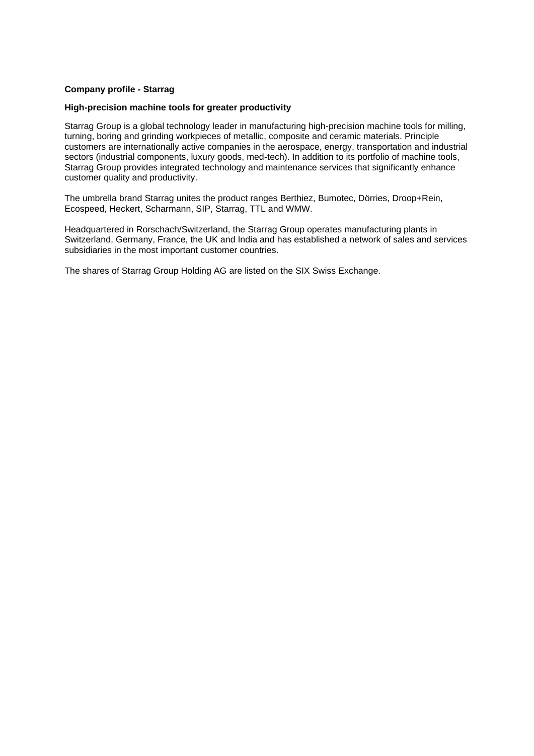**Company profile - Starrag**

**High-precision machine tools for greater productivity**

Starrag Group is a global technology leader in manufacturing high-precision machine tools for milling, turning, boring and grinding workpieces of metallic, composite and ceramic materials. Principle customers are internationally active companies in the aerospace, energy, transportation and industrial sectors (industrial components, luxury goods, med-tech). In addition to its portfolio of machine tools, Starrag Group provides integrated technology and maintenance services that significantly enhance customer quality and productivity.

The umbrella brand Starrag unites the product ranges Berthiez, Bumotec, Dörries, Droop+Rein, Ecospeed, Heckert, Scharmann, SIP, Starrag, TTL and WMW.

Headquartered in Rorschach/Switzerland, the Starrag Group operates manufacturing plants in Switzerland, Germany, France, the UK and India and has established a network of sales and services subsidiaries in the most important customer countries.

The shares of Starrag Group Holding AG are listed on the SIX Swiss Exchange.